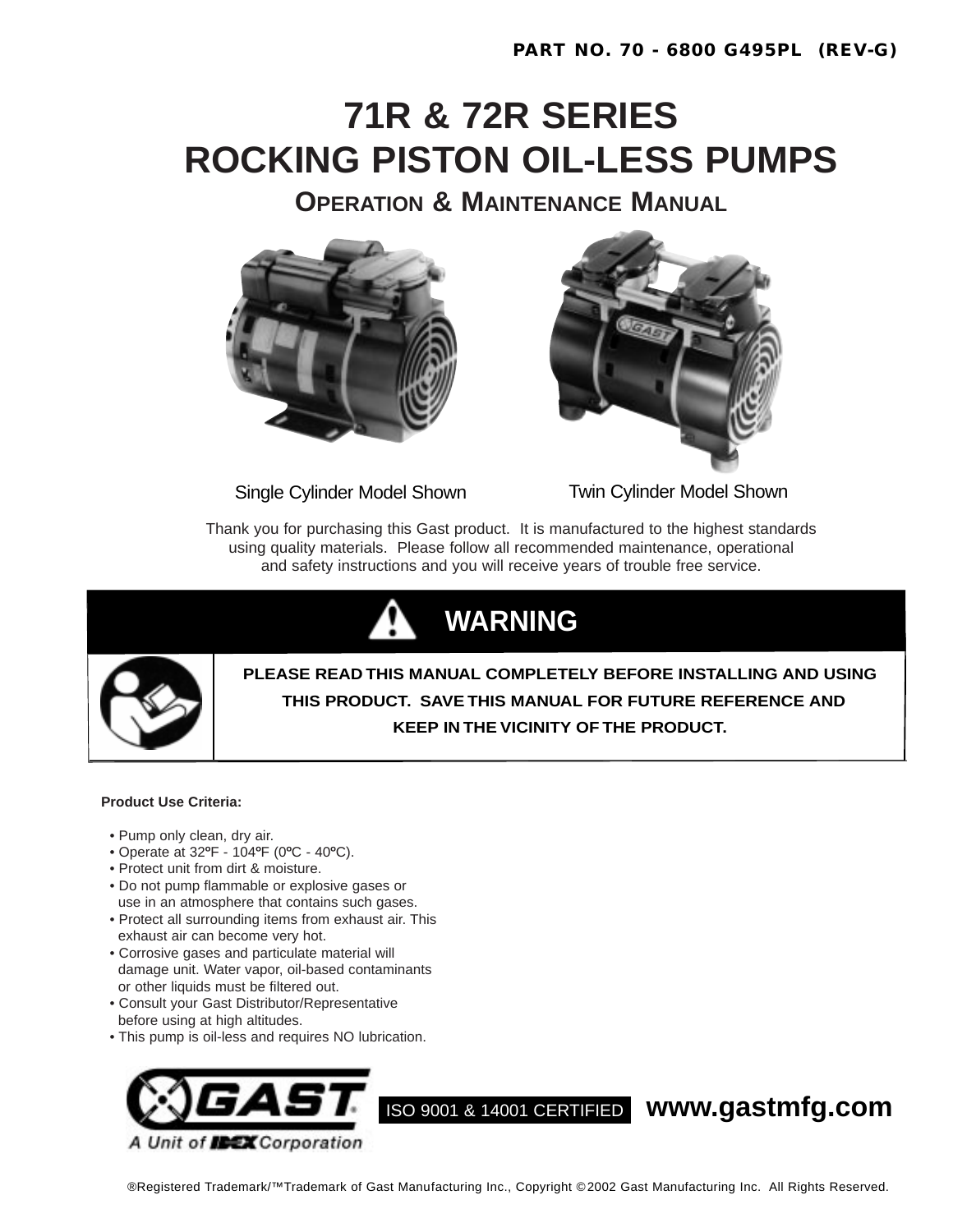PART NO. 70 - 6800 G495PL (REV-G)

# 71R & 72R SERIES
# ROCKING PISTON OIL-LESS PUMPS

## OPERATION & MAINTENANCE MANUAL

Single Cylinder Model Shown

Twin Cylinder Model Shown

Thank you for purchasing this Gast product. It is manufactured to the highest standards using quality materials. Please follow all recommended maintenance, operational and safety instructions and you will receive years of trouble free service.

## WARNING

**PLEASE READ THIS MANUAL COMPLETELY BEFORE INSTALLING AND USING THIS PRODUCT. SAVE THIS MANUAL FOR FUTURE REFERENCE AND KEEP IN THE VICINITY OF THE PRODUCT.**

**Product Use Criteria:**

- Pump only clean, dry air.
- Operate at 32ºF - 104ºF (0ºC - 40ºC).
- Protect unit from dirt & moisture.
- Do not pump flammable or explosive gases or use in an atmosphere that contains such gases.
- Protect all surrounding items from exhaust air. This exhaust air can become very hot.
- Corrosive gases and particulate material will damage unit. Water vapor, oil-based contaminants or other liquids must be filtered out.
- Consult your Gast Distributor/Representative before using at high altitudes.
- This pump is oil-less and requires NO lubrication.

GAST® A Unit of IDEX Corporation

ISO 9001 & 14001 CERTIFIED **www.gastmfg.com**

®Registered Trademark/™Trademark of Gast Manufacturing Inc., Copyright © 2002 Gast Manufacturing Inc. All Rights Reserved.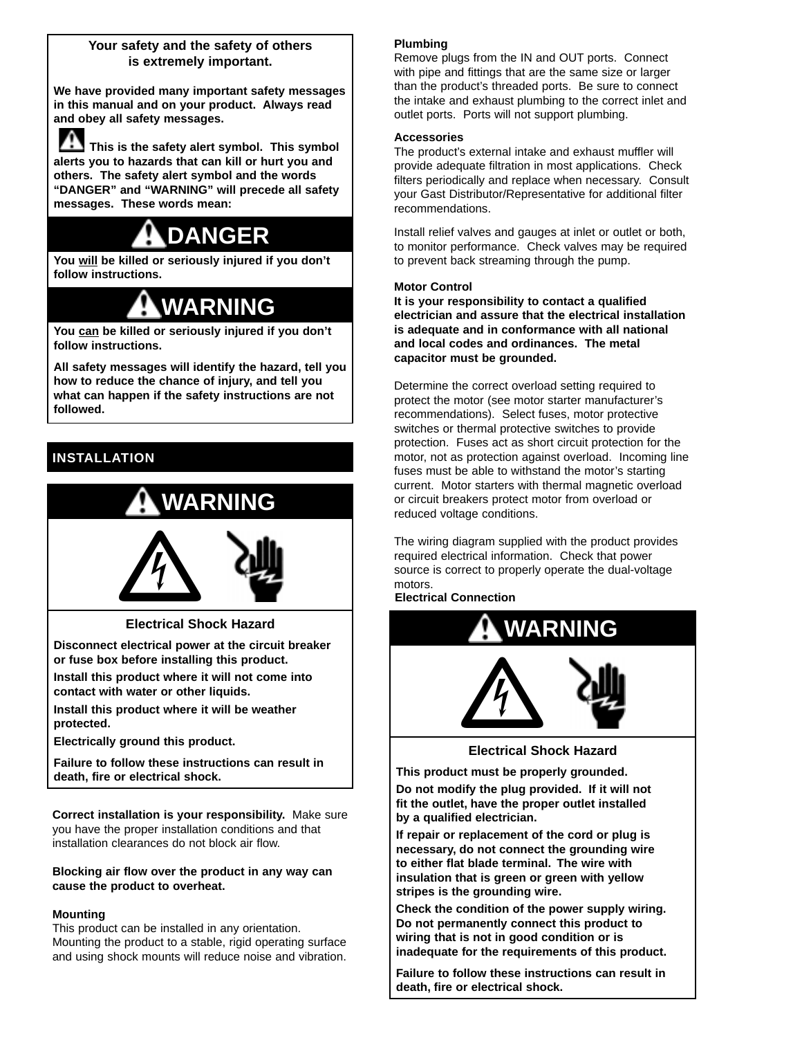**Your safety and the safety of others is extremely important.**

**We have provided many important safety messages in this manual and on your product. Always read and obey all safety messages.**

**This is the safety alert symbol. This symbol alerts you to hazards that can kill or hurt you and others. The safety alert symbol and the words "DANGER" and "WARNING" will precede all safety messages. These words mean:**

## DANGER

**You will be killed or seriously injured if you don't follow instructions.**

## WARNING

**You can be killed or seriously injured if you don't follow instructions.**

**All safety messages will identify the hazard, tell you how to reduce the chance of injury, and tell you what can happen if the safety instructions are not followed.**

# INSTALLATION

## WARNING

**Electrical Shock Hazard**

**Disconnect electrical power at the circuit breaker or fuse box before installing this product.**

**Install this product where it will not come into contact with water or other liquids.**

**Install this product where it will be weather protected.**

**Electrically ground this product.**

**Failure to follow these instructions can result in death, fire or electrical shock.**

**Correct installation is your responsibility.** Make sure you have the proper installation conditions and that installation clearances do not block air flow.

**Blocking air flow over the product in any way can cause the product to overheat.**

### Mounting

This product can be installed in any orientation. Mounting the product to a stable, rigid operating surface and using shock mounts will reduce noise and vibration.

### Plumbing

Remove plugs from the IN and OUT ports. Connect with pipe and fittings that are the same size or larger than the product's threaded ports. Be sure to connect the intake and exhaust plumbing to the correct inlet and outlet ports. Ports will not support plumbing.

### Accessories

The product's external intake and exhaust muffler will provide adequate filtration in most applications. Check filters periodically and replace when necessary. Consult your Gast Distributor/Representative for additional filter recommendations.

Install relief valves and gauges at inlet or outlet or both, to monitor performance. Check valves may be required to prevent back streaming through the pump.

### Motor Control

**It is your responsibility to contact a qualified electrician and assure that the electrical installation is adequate and in conformance with all national and local codes and ordinances. The metal capacitor must be grounded.**

Determine the correct overload setting required to protect the motor (see motor starter manufacturer's recommendations). Select fuses, motor protective switches or thermal protective switches to provide protection. Fuses act as short circuit protection for the motor, not as protection against overload. Incoming line fuses must be able to withstand the motor's starting current. Motor starters with thermal magnetic overload or circuit breakers protect motor from overload or reduced voltage conditions.

The wiring diagram supplied with the product provides required electrical information. Check that power source is correct to properly operate the dual-voltage motors.

### Electrical Connection

## WARNING

**Electrical Shock Hazard**

**This product must be properly grounded.**

**Do not modify the plug provided. If it will not fit the outlet, have the proper outlet installed by a qualified electrician.**

**If repair or replacement of the cord or plug is necessary, do not connect the grounding wire to either flat blade terminal. The wire with insulation that is green or green with yellow stripes is the grounding wire.**

**Check the condition of the power supply wiring. Do not permanently connect this product to wiring that is not in good condition or is inadequate for the requirements of this product.**

**Failure to follow these instructions can result in death, fire or electrical shock.**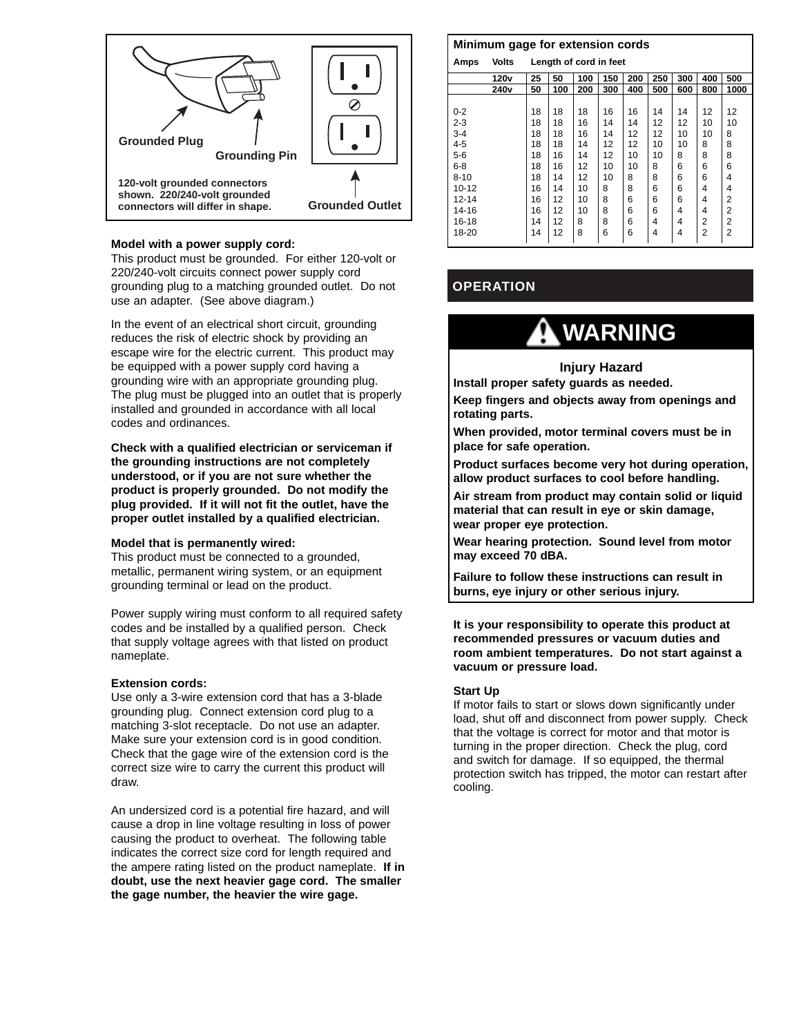Grounded Plug

Grounding Pin

Grounded Outlet

120-volt grounded connectors shown. 220/240-volt grounded connectors will differ in shape.

**Model with a power supply cord:**
This product must be grounded. For either 120-volt or 220/240-volt circuits connect power supply cord grounding plug to a matching grounded outlet. Do not use an adapter. (See above diagram.)

In the event of an electrical short circuit, grounding reduces the risk of electric shock by providing an escape wire for the electric current. This product may be equipped with a power supply cord having a grounding wire with an appropriate grounding plug. The plug must be plugged into an outlet that is properly installed and grounded in accordance with all local codes and ordinances.

**Check with a qualified electrician or serviceman if the grounding instructions are not completely understood, or if you are not sure whether the product is properly grounded. Do not modify the plug provided. If it will not fit the outlet, have the proper outlet installed by a qualified electrician.**

**Model that is permanently wired:**
This product must be connected to a grounded, metallic, permanent wiring system, or an equipment grounding terminal or lead on the product.

Power supply wiring must conform to all required safety codes and be installed by a qualified person. Check that supply voltage agrees with that listed on product nameplate.

**Extension cords:**
Use only a 3-wire extension cord that has a 3-blade grounding plug. Connect extension cord plug to a matching 3-slot receptacle. Do not use an adapter. Make sure your extension cord is in good condition. Check that the gage wire of the extension cord is the correct size wire to carry the current this product will draw.

An undersized cord is a potential fire hazard, and will cause a drop in line voltage resulting in loss of power causing the product to overheat. The following table indicates the correct size cord for length required and the ampere rating listed on the product nameplate. **If in doubt, use the next heavier gage cord. The smaller the gage number, the heavier the wire gage.**

**Minimum gage for extension cords**

| Amps | Volts | Length of cord in feet | | | | | | | | |
|---|---|---|---|---|---|---|---|---|---|---|
| | 120v | 25 | 50 | 100 | 150 | 200 | 250 | 300 | 400 | 500 |
| | 240v | 50 | 100 | 200 | 300 | 400 | 500 | 600 | 800 | 1000 |
| 0-2 | | 18 | 18 | 18 | 16 | 16 | 14 | 14 | 12 | 12 |
| 2-3 | | 18 | 18 | 16 | 14 | 14 | 12 | 12 | 10 | 10 |
| 3-4 | | 18 | 18 | 16 | 14 | 12 | 12 | 10 | 10 | 8 |
| 4-5 | | 18 | 18 | 14 | 12 | 12 | 10 | 10 | 8 | 8 |
| 5-6 | | 18 | 16 | 14 | 12 | 10 | 10 | 8 | 8 | 8 |
| 6-8 | | 18 | 16 | 12 | 10 | 10 | 8 | 6 | 6 | 6 |
| 8-10 | | 18 | 14 | 12 | 10 | 8 | 8 | 6 | 6 | 4 |
| 10-12 | | 16 | 14 | 10 | 8 | 8 | 6 | 6 | 4 | 4 |
| 12-14 | | 16 | 12 | 10 | 8 | 6 | 6 | 6 | 4 | 2 |
| 14-16 | | 16 | 12 | 10 | 8 | 6 | 6 | 4 | 4 | 2 |
| 16-18 | | 14 | 12 | 8 | 8 | 6 | 4 | 4 | 2 | 2 |
| 18-20 | | 14 | 12 | 8 | 6 | 6 | 4 | 4 | 2 | 2 |

## OPERATION

### ⚠ WARNING

**Injury Hazard**

**Install proper safety guards as needed.**

**Keep fingers and objects away from openings and rotating parts.**

**When provided, motor terminal covers must be in place for safe operation.**

**Product surfaces become very hot during operation, allow product surfaces to cool before handling.**

**Air stream from product may contain solid or liquid material that can result in eye or skin damage, wear proper eye protection.**

**Wear hearing protection. Sound level from motor may exceed 70 dBA.**

**Failure to follow these instructions can result in burns, eye injury or other serious injury.**

**It is your responsibility to operate this product at recommended pressures or vacuum duties and room ambient temperatures. Do not start against a vacuum or pressure load.**

**Start Up**
If motor fails to start or slows down significantly under load, shut off and disconnect from power supply. Check that the voltage is correct for motor and that motor is turning in the proper direction. Check the plug, cord and switch for damage. If so equipped, the thermal protection switch has tripped, the motor can restart after cooling.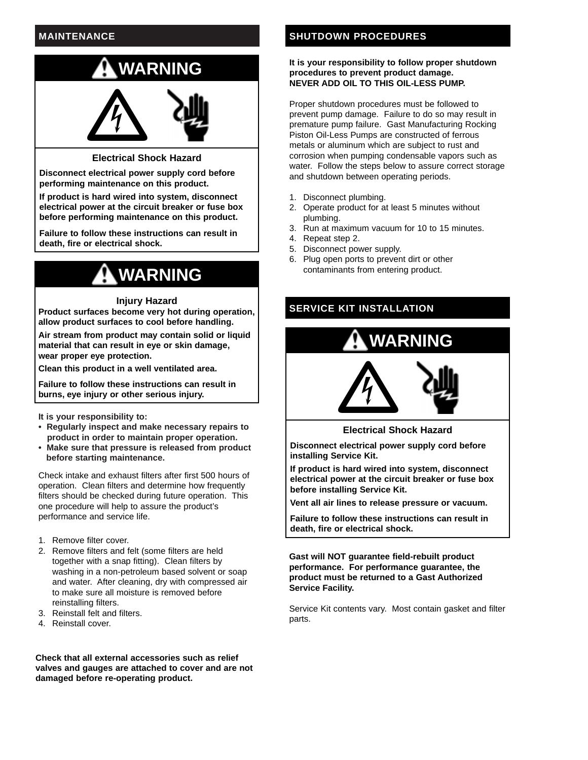## MAINTENANCE

### ⚠ WARNING

**Electrical Shock Hazard**

**Disconnect electrical power supply cord before performing maintenance on this product.**

**If product is hard wired into system, disconnect electrical power at the circuit breaker or fuse box before performing maintenance on this product.**

**Failure to follow these instructions can result in death, fire or electrical shock.**

### ⚠ WARNING

**Injury Hazard**

**Product surfaces become very hot during operation, allow product surfaces to cool before handling.**

**Air stream from product may contain solid or liquid material that can result in eye or skin damage, wear proper eye protection.**

**Clean this product in a well ventilated area.**

**Failure to follow these instructions can result in burns, eye injury or other serious injury.**

**It is your responsibility to:**

- **Regularly inspect and make necessary repairs to product in order to maintain proper operation.**
- **Make sure that pressure is released from product before starting maintenance.**

Check intake and exhaust filters after first 500 hours of operation. Clean filters and determine how frequently filters should be checked during future operation. This one procedure will help to assure the product's performance and service life.

1. Remove filter cover.
2. Remove filters and felt (some filters are held together with a snap fitting). Clean filters by washing in a non-petroleum based solvent or soap and water. After cleaning, dry with compressed air to make sure all moisture is removed before reinstalling filters.
3. Reinstall felt and filters.
4. Reinstall cover.

**Check that all external accessories such as relief valves and gauges are attached to cover and are not damaged before re-operating product.**

## SHUTDOWN PROCEDURES

**It is your responsibility to follow proper shutdown procedures to prevent product damage.**
**NEVER ADD OIL TO THIS OIL-LESS PUMP.**

Proper shutdown procedures must be followed to prevent pump damage. Failure to do so may result in premature pump failure. Gast Manufacturing Rocking Piston Oil-Less Pumps are constructed of ferrous metals or aluminum which are subject to rust and corrosion when pumping condensable vapors such as water. Follow the steps below to assure correct storage and shutdown between operating periods.

1. Disconnect plumbing.
2. Operate product for at least 5 minutes without plumbing.
3. Run at maximum vacuum for 10 to 15 minutes.
4. Repeat step 2.
5. Disconnect power supply.
6. Plug open ports to prevent dirt or other contaminants from entering product.

## SERVICE KIT INSTALLATION

### ⚠ WARNING

**Electrical Shock Hazard**

**Disconnect electrical power supply cord before installing Service Kit.**

**If product is hard wired into system, disconnect electrical power at the circuit breaker or fuse box before installing Service Kit.**

**Vent all air lines to release pressure or vacuum.**

**Failure to follow these instructions can result in death, fire or electrical shock.**

**Gast will NOT guarantee field-rebuilt product performance. For performance guarantee, the product must be returned to a Gast Authorized Service Facility.**

Service Kit contents vary. Most contain gasket and filter parts.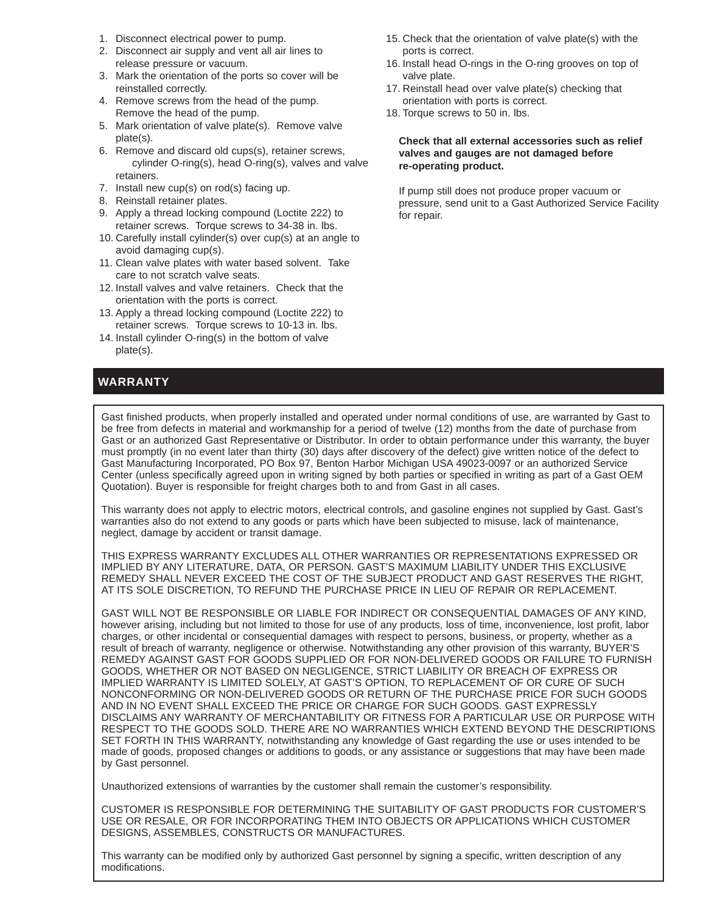1. Disconnect electrical power to pump.
2. Disconnect air supply and vent all air lines to release pressure or vacuum.
3. Mark the orientation of the ports so cover will be reinstalled correctly.
4. Remove screws from the head of the pump. Remove the head of the pump.
5. Mark orientation of valve plate(s). Remove valve plate(s).
6. Remove and discard old cups(s), retainer screws, cylinder O-ring(s), head O-ring(s), valves and valve retainers.
7. Install new cup(s) on rod(s) facing up.
8. Reinstall retainer plates.
9. Apply a thread locking compound (Loctite 222) to retainer screws. Torque screws to 34-38 in. lbs.
10. Carefully install cylinder(s) over cup(s) at an angle to avoid damaging cup(s).
11. Clean valve plates with water based solvent. Take care to not scratch valve seats.
12. Install valves and valve retainers. Check that the orientation with the ports is correct.
13. Apply a thread locking compound (Loctite 222) to retainer screws. Torque screws to 10-13 in. lbs.
14. Install cylinder O-ring(s) in the bottom of valve plate(s).
15. Check that the orientation of valve plate(s) with the ports is correct.
16. Install head O-rings in the O-ring grooves on top of valve plate.
17. Reinstall head over valve plate(s) checking that orientation with ports is correct.
18. Torque screws to 50 in. lbs.

**Check that all external accessories such as relief valves and gauges are not damaged before re-operating product.**

If pump still does not produce proper vacuum or pressure, send unit to a Gast Authorized Service Facility for repair.

## WARRANTY

Gast finished products, when properly installed and operated under normal conditions of use, are warranted by Gast to be free from defects in material and workmanship for a period of twelve (12) months from the date of purchase from Gast or an authorized Gast Representative or Distributor. In order to obtain performance under this warranty, the buyer must promptly (in no event later than thirty (30) days after discovery of the defect) give written notice of the defect to Gast Manufacturing Incorporated, PO Box 97, Benton Harbor Michigan USA 49023-0097 or an authorized Service Center (unless specifically agreed upon in writing signed by both parties or specified in writing as part of a Gast OEM Quotation). Buyer is responsible for freight charges both to and from Gast in all cases.

This warranty does not apply to electric motors, electrical controls, and gasoline engines not supplied by Gast. Gast's warranties also do not extend to any goods or parts which have been subjected to misuse, lack of maintenance, neglect, damage by accident or transit damage.

THIS EXPRESS WARRANTY EXCLUDES ALL OTHER WARRANTIES OR REPRESENTATIONS EXPRESSED OR IMPLIED BY ANY LITERATURE, DATA, OR PERSON. GAST'S MAXIMUM LIABILITY UNDER THIS EXCLUSIVE REMEDY SHALL NEVER EXCEED THE COST OF THE SUBJECT PRODUCT AND GAST RESERVES THE RIGHT, AT ITS SOLE DISCRETION, TO REFUND THE PURCHASE PRICE IN LIEU OF REPAIR OR REPLACEMENT.

GAST WILL NOT BE RESPONSIBLE OR LIABLE FOR INDIRECT OR CONSEQUENTIAL DAMAGES OF ANY KIND, however arising, including but not limited to those for use of any products, loss of time, inconvenience, lost profit, labor charges, or other incidental or consequential damages with respect to persons, business, or property, whether as a result of breach of warranty, negligence or otherwise. Notwithstanding any other provision of this warranty, BUYER'S REMEDY AGAINST GAST FOR GOODS SUPPLIED OR FOR NON-DELIVERED GOODS OR FAILURE TO FURNISH GOODS, WHETHER OR NOT BASED ON NEGLIGENCE, STRICT LIABILITY OR BREACH OF EXPRESS OR IMPLIED WARRANTY IS LIMITED SOLELY, AT GAST'S OPTION, TO REPLACEMENT OF OR CURE OF SUCH NONCONFORMING OR NON-DELIVERED GOODS OR RETURN OF THE PURCHASE PRICE FOR SUCH GOODS AND IN NO EVENT SHALL EXCEED THE PRICE OR CHARGE FOR SUCH GOODS. GAST EXPRESSLY DISCLAIMS ANY WARRANTY OF MERCHANTABILITY OR FITNESS FOR A PARTICULAR USE OR PURPOSE WITH RESPECT TO THE GOODS SOLD. THERE ARE NO WARRANTIES WHICH EXTEND BEYOND THE DESCRIPTIONS SET FORTH IN THIS WARRANTY, notwithstanding any knowledge of Gast regarding the use or uses intended to be made of goods, proposed changes or additions to goods, or any assistance or suggestions that may have been made by Gast personnel.

Unauthorized extensions of warranties by the customer shall remain the customer's responsibility.

CUSTOMER IS RESPONSIBLE FOR DETERMINING THE SUITABILITY OF GAST PRODUCTS FOR CUSTOMER'S USE OR RESALE, OR FOR INCORPORATING THEM INTO OBJECTS OR APPLICATIONS WHICH CUSTOMER DESIGNS, ASSEMBLES, CONSTRUCTS OR MANUFACTURES.

This warranty can be modified only by authorized Gast personnel by signing a specific, written description of any modifications.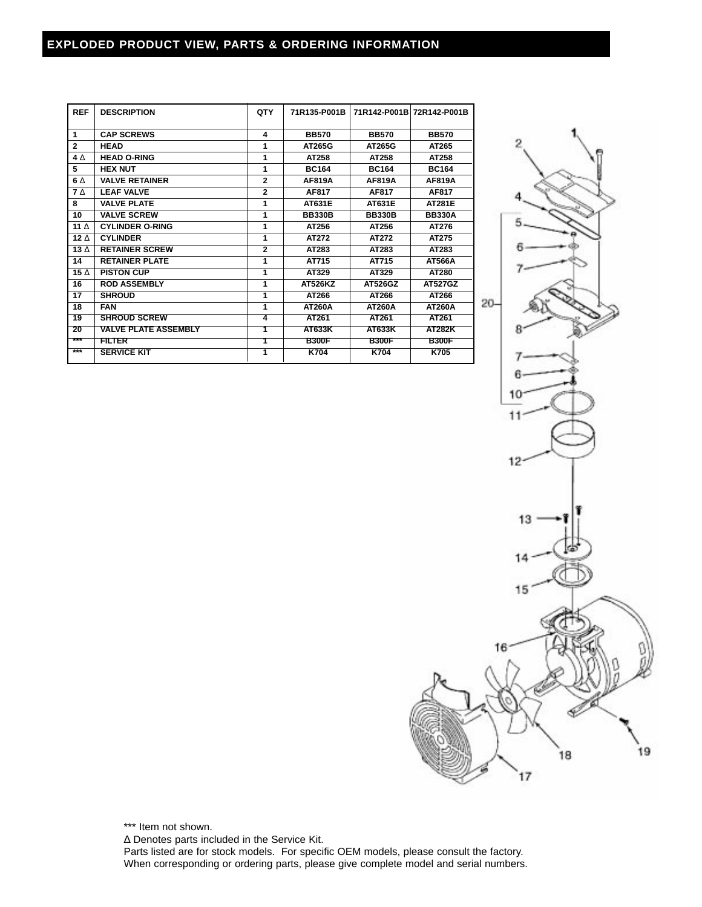## EXPLODED PRODUCT VIEW, PARTS & ORDERING INFORMATION

| REF | DESCRIPTION | QTY | 71R135-P001B | 71R142-P001B | 72R142-P001B |
|---|---|---|---|---|---|
| 1 | CAP SCREWS | 4 | BB570 | BB570 | BB570 |
| 2 | HEAD | 1 | AT265G | AT265G | AT265 |
| 4 Δ | HEAD O-RING | 1 | AT258 | AT258 | AT258 |
| 5 | HEX NUT | 1 | BC164 | BC164 | BC164 |
| 6 Δ | VALVE RETAINER | 2 | AF819A | AF819A | AF819A |
| 7 Δ | LEAF VALVE | 2 | AF817 | AF817 | AF817 |
| 8 | VALVE PLATE | 1 | AT631E | AT631E | AT281E |
| 10 | VALVE SCREW | 1 | BB330B | BB330B | BB330A |
| 11 Δ | CYLINDER O-RING | 1 | AT256 | AT256 | AT276 |
| 12 Δ | CYLINDER | 1 | AT272 | AT272 | AT275 |
| 13 Δ | RETAINER SCREW | 2 | AT283 | AT283 | AT283 |
| 14 | RETAINER PLATE | 1 | AT715 | AT715 | AT566A |
| 15 Δ | PISTON CUP | 1 | AT329 | AT329 | AT280 |
| 16 | ROD ASSEMBLY | 1 | AT526KZ | AT526GZ | AT527GZ |
| 17 | SHROUD | 1 | AT266 | AT266 | AT266 |
| 18 | FAN | 1 | AT260A | AT260A | AT260A |
| 19 | SHROUD SCREW | 4 | AT261 | AT261 | AT261 |
| 20 | VALVE PLATE ASSEMBLY | 1 | AT633K | AT633K | AT282K |
| *** | FILTER | 1 | B300F | B300F | B300F |
| *** | SERVICE KIT | 1 | K704 | K704 | K705 |

*** Item not shown.

Δ Denotes parts included in the Service Kit.

Parts listed are for stock models. For specific OEM models, please consult the factory.

When corresponding or ordering parts, please give complete model and serial numbers.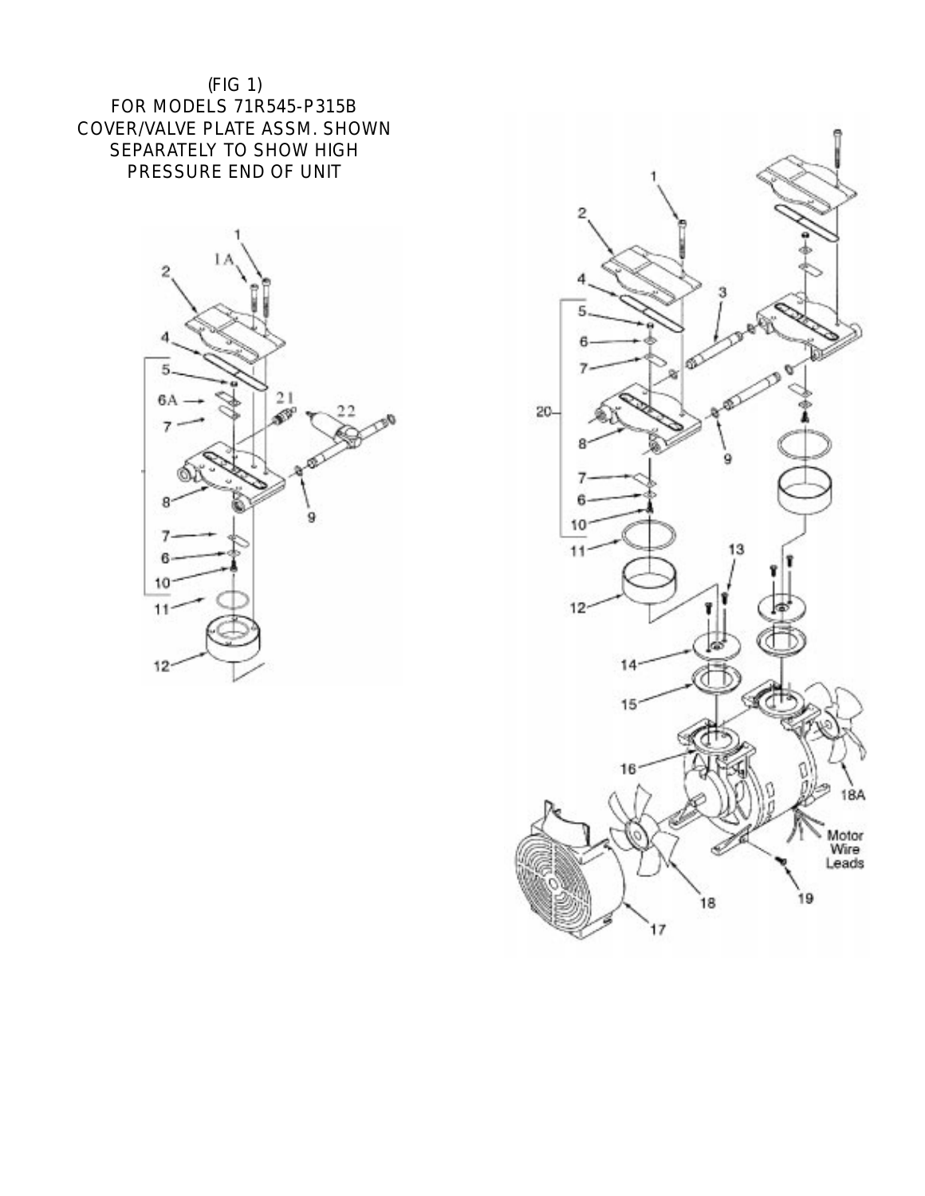(FIG 1)
FOR MODELS 71R545-P315B
COVER/VALVE PLATE ASSM. SHOWN
SEPARATELY TO SHOW HIGH
PRESSURE END OF UNIT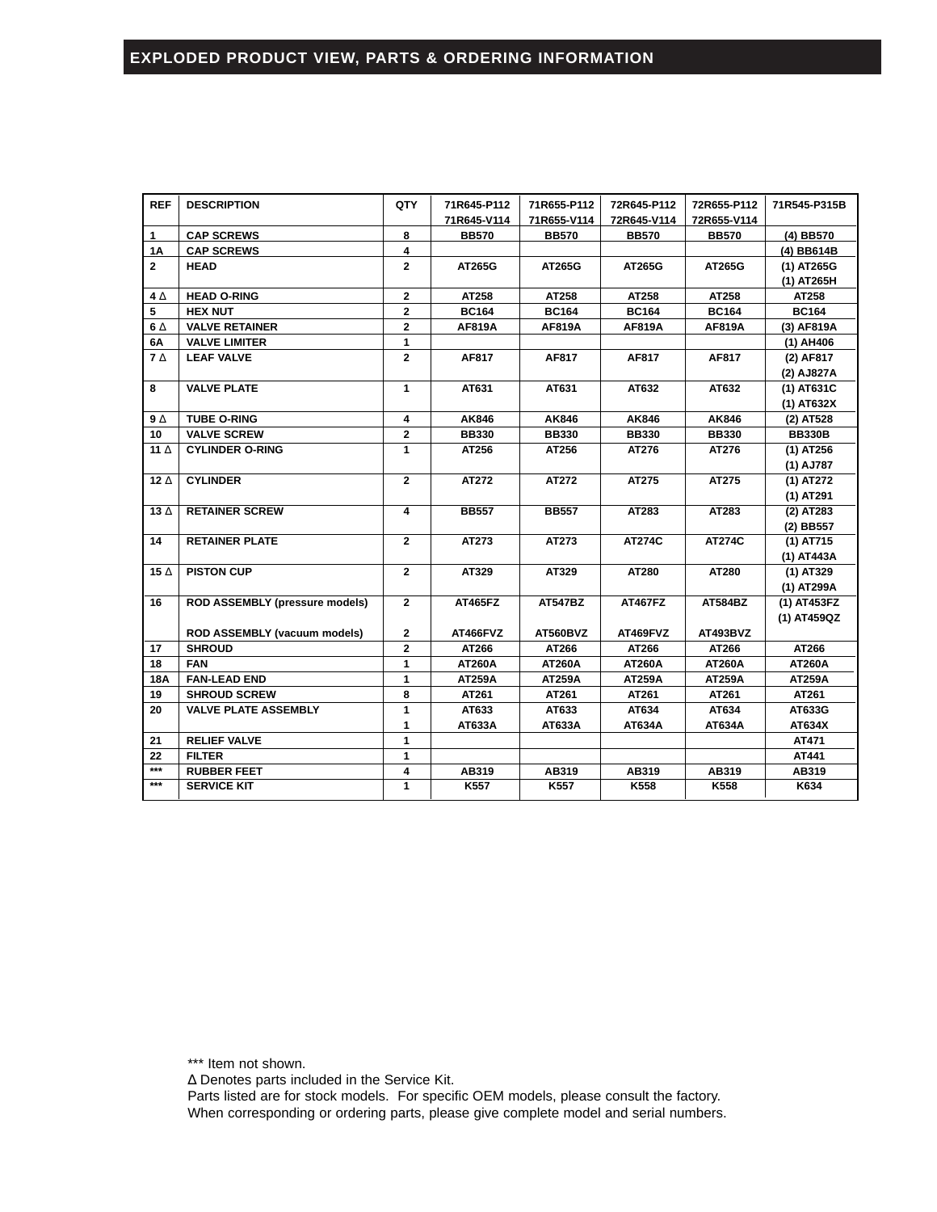## EXPLODED PRODUCT VIEW, PARTS & ORDERING INFORMATION

| REF | DESCRIPTION | QTY | 71R645-P112<br>71R645-V114 | 71R655-P112<br>71R655-V114 | 72R645-P112<br>72R645-V114 | 72R655-P112<br>72R655-V114 | 71R545-P315B |
|---|---|---|---|---|---|---|---|
| 1 | CAP SCREWS | 8 | BB570 | BB570 | BB570 | BB570 | (4) BB570 |
| 1A | CAP SCREWS | 4 | | | | | (4) BB614B |
| 2 | HEAD | 2 | AT265G | AT265G | AT265G | AT265G | (1) AT265G<br>(1) AT265H |
| 4 Δ | HEAD O-RING | 2 | AT258 | AT258 | AT258 | AT258 | AT258 |
| 5 | HEX NUT | 2 | BC164 | BC164 | BC164 | BC164 | BC164 |
| 6 Δ | VALVE RETAINER | 2 | AF819A | AF819A | AF819A | AF819A | (3) AF819A |
| 6A | VALVE LIMITER | 1 | | | | | (1) AH406 |
| 7 Δ | LEAF VALVE | 2 | AF817 | AF817 | AF817 | AF817 | (2) AF817<br>(2) AJ827A |
| 8 | VALVE PLATE | 1 | AT631 | AT631 | AT632 | AT632 | (1) AT631C<br>(1) AT632X |
| 9 Δ | TUBE O-RING | 4 | AK846 | AK846 | AK846 | AK846 | (2) AT528 |
| 10 | VALVE SCREW | 2 | BB330 | BB330 | BB330 | BB330 | BB330B |
| 11 Δ | CYLINDER O-RING | 1 | AT256 | AT256 | AT276 | AT276 | (1) AT256<br>(1) AJ787 |
| 12 Δ | CYLINDER | 2 | AT272 | AT272 | AT275 | AT275 | (1) AT272<br>(1) AT291 |
| 13 Δ | RETAINER SCREW | 4 | BB557 | BB557 | AT283 | AT283 | (2) AT283<br>(2) BB557 |
| 14 | RETAINER PLATE | 2 | AT273 | AT273 | AT274C | AT274C | (1) AT715<br>(1) AT443A |
| 15 Δ | PISTON CUP | 2 | AT329 | AT329 | AT280 | AT280 | (1) AT329<br>(1) AT299A |
| 16 | ROD ASSEMBLY (pressure models) | 2 | AT465FZ | AT547BZ | AT467FZ | AT584BZ | (1) AT453FZ<br>(1) AT459QZ |
| | ROD ASSEMBLY (vacuum models) | 2 | AT466FVZ | AT560BVZ | AT469FVZ | AT493BVZ | |
| 17 | SHROUD | 2 | AT266 | AT266 | AT266 | AT266 | AT266 |
| 18 | FAN | 1 | AT260A | AT260A | AT260A | AT260A | AT260A |
| 18A | FAN-LEAD END | 1 | AT259A | AT259A | AT259A | AT259A | AT259A |
| 19 | SHROUD SCREW | 8 | AT261 | AT261 | AT261 | AT261 | AT261 |
| 20 | VALVE PLATE ASSEMBLY | 1<br>1 | AT633<br>AT633A | AT633<br>AT633A | AT634<br>AT634A | AT634<br>AT634A | AT633G<br>AT634X |
| 21 | RELIEF VALVE | 1 | | | | | AT471 |
| 22 | FILTER | 1 | | | | | AT441 |
| *** | RUBBER FEET | 4 | AB319 | AB319 | AB319 | AB319 | AB319 |
| *** | SERVICE KIT | 1 | K557 | K557 | K558 | K558 | K634 |

*** Item not shown.
Δ Denotes parts included in the Service Kit.
Parts listed are for stock models. For specific OEM models, please consult the factory.
When corresponding or ordering parts, please give complete model and serial numbers.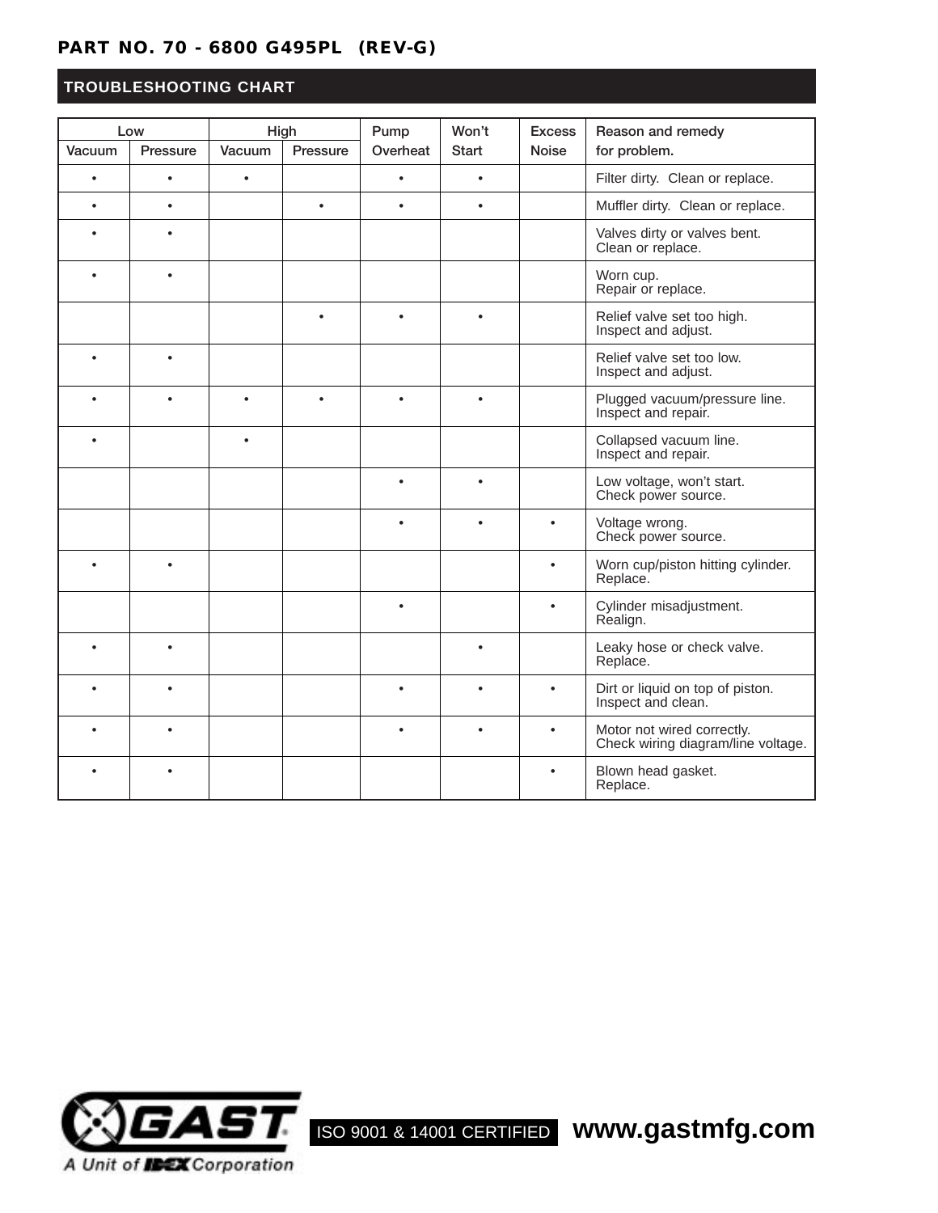PART NO. 70 - 6800 G495PL (REV-G)

## TROUBLESHOOTING CHART

| Low | | High | | Pump | Won't | Excess | Reason and remedy |
|---|---|---|---|---|---|---|---|
| Vacuum | Pressure | Vacuum | Pressure | Overheat | Start | Noise | for problem. |
| • | • | • | | • | • | | Filter dirty. Clean or replace. |
| • | • | | • | • | • | | Muffler dirty. Clean or replace. |
| • | • | | | | | | Valves dirty or valves bent. Clean or replace. |
| • | • | | | | | | Worn cup. Repair or replace. |
| | | | • | • | • | | Relief valve set too high. Inspect and adjust. |
| • | • | | | | | | Relief valve set too low. Inspect and adjust. |
| • | • | • | • | • | • | | Plugged vacuum/pressure line. Inspect and repair. |
| • | | • | | | | | Collapsed vacuum line. Inspect and repair. |
| | | | | • | • | | Low voltage, won't start. Check power source. |
| | | | | • | • | • | Voltage wrong. Check power source. |
| • | • | | | | | • | Worn cup/piston hitting cylinder. Replace. |
| | | | | • | | • | Cylinder misadjustment. Realign. |
| • | • | | | | • | | Leaky hose or check valve. Replace. |
| • | • | | | • | • | • | Dirt or liquid on top of piston. Inspect and clean. |
| • | • | | | • | • | • | Motor not wired correctly. Check wiring diagram/line voltage. |
| • | • | | | | | • | Blown head gasket. Replace. |

GAST A Unit of IDEX Corporation

ISO 9001 & 14001 CERTIFIED www.gastmfg.com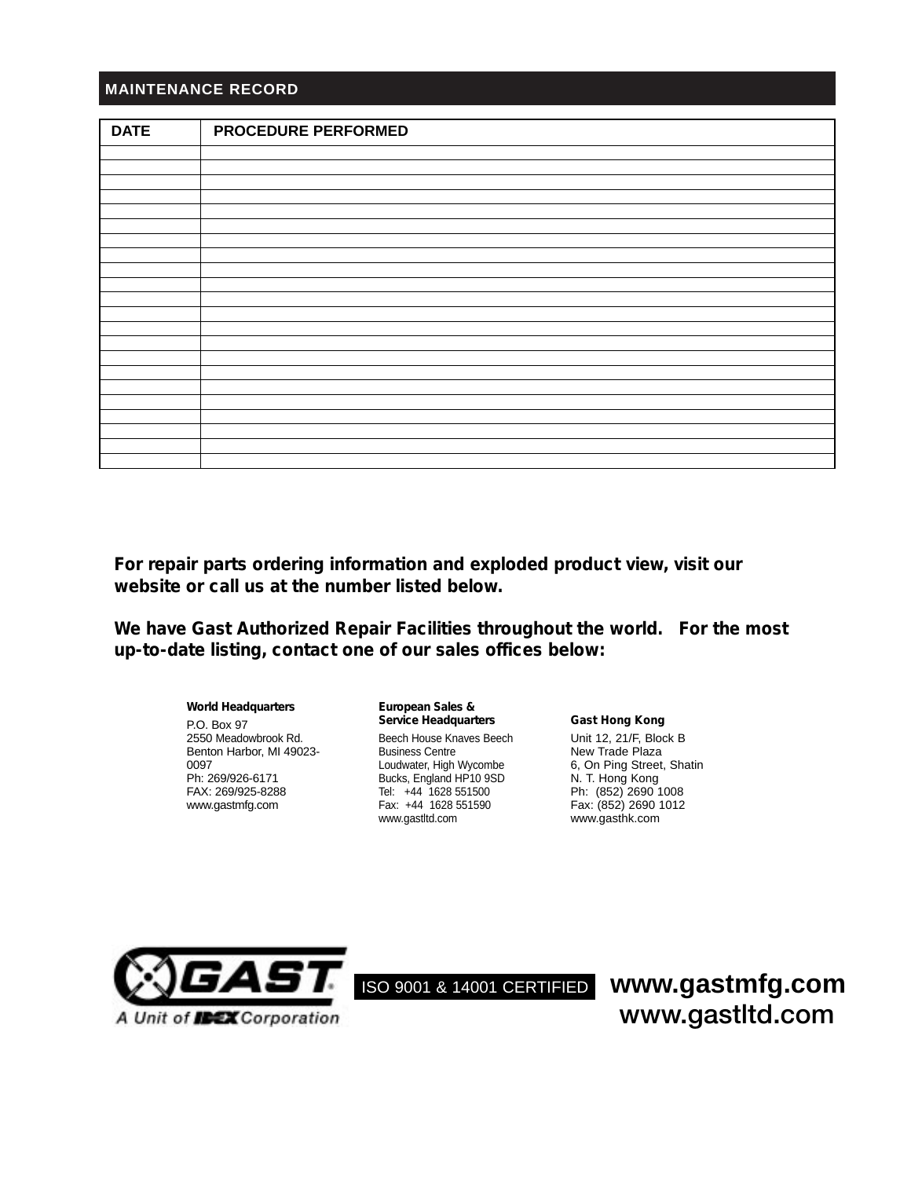## MAINTENANCE RECORD

| DATE | PROCEDURE PERFORMED |
|---|---|
| | |
| | |
| | |
| | |
| | |
| | |
| | |
| | |
| | |
| | |
| | |
| | |
| | |
| | |
| | |
| | |
| | |
| | |
| | |
| | |
| | |
| | |
| | |

**For repair parts ordering information and exploded product view, visit our website or call us at the number listed below.**

**We have Gast Authorized Repair Facilities throughout the world. For the most up-to-date listing, contact one of our sales offices below:**

**World Headquarters**
P.O. Box 97
2550 Meadowbrook Rd.
Benton Harbor, MI 49023-0097
Ph: 269/926-6171
FAX: 269/925-8288
www.gastmfg.com

**European Sales & Service Headquarters**
Beech House Knaves Beech Business Centre
Loudwater, High Wycombe
Bucks, England HP10 9SD
Tel: +44 1628 551500
Fax: +44 1628 551590
www.gastltd.com

**Gast Hong Kong**
Unit 12, 21/F, Block B
New Trade Plaza
6, On Ping Street, Shatin
N. T. Hong Kong
Ph: (852) 2690 1008
Fax: (852) 2690 1012
www.gasthk.com

GAST
A Unit of IDEX Corporation

ISO 9001 & 14001 CERTIFIED

**www.gastmfg.com**
**www.gastltd.com**